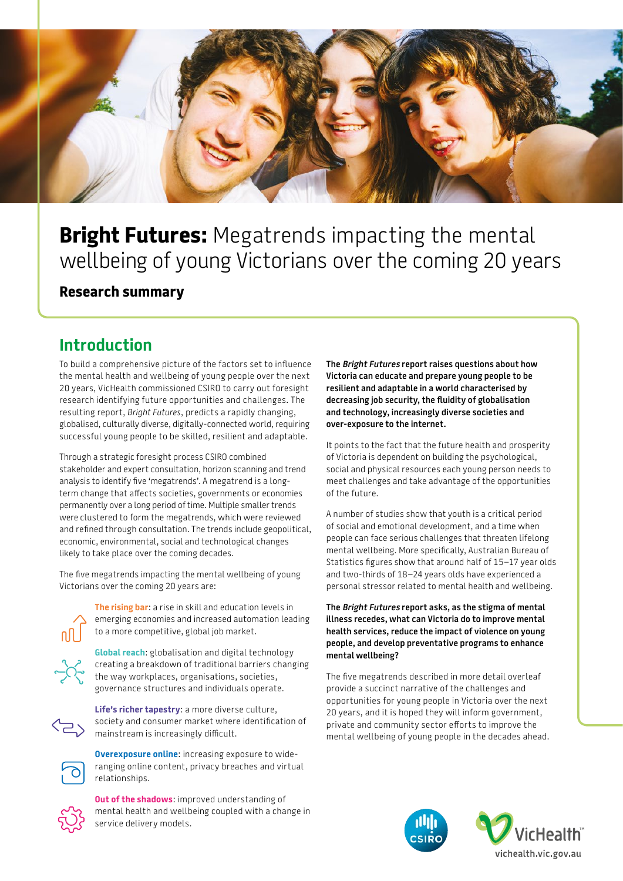# **Bright Futures:** Megatrends impacting the mental wellbeing of young Victorians over the coming 20 years

**Research summary**

## Introduction

To build a comprehensive picture of the factors set to influence the mental health and wellbeing of young people over the next 20 years, VicHealth commissioned CSIRO to carry out foresight research identifying future opportunities and challenges. The resulting report, *Bright Futures*, predicts a rapidly changing, globalised, culturally diverse, digitally-connected world, requiring successful young people to be skilled, resilient and adaptable.

Through a strategic foresight process CSIRO combined stakeholder and expert consultation, horizon scanning and trend analysis to identify five 'megatrends'. A megatrend is a long-term change that affects societies, governments or economies permanently over a long period of time. Multiple smaller trends were clustered to form the megatrends, which were reviewed and refined through consultation. The trends include geopolitical, economic, environmental, social and technological changes likely to take place over the coming decades.

The five megatrends impacting the mental wellbeing of young Victorians over the coming 20 years are:

- **The rising bar**: a rise in skill and education levels in emerging economies and increased automation leading to a more competitive, global job market.
- **Global reach**: globalisation and digital technology creating a breakdown of traditional barriers changing the way workplaces, organisations, societies, governance structures and individuals operate.
- **Life's richer tapestry**: a more diverse culture, society and consumer market where identification of mainstream is increasingly difficult.
- **Overexposure online**: increasing exposure to wide-ranging online content, privacy breaches and virtual relationships.
- **Out of the shadows**: improved understanding of mental health and wellbeing coupled with a change in service delivery models.

**The *Bright Futures* report raises questions about how Victoria can educate and prepare young people to be resilient and adaptable in a world characterised by decreasing job security, the fluidity of globalisation and technology, increasingly diverse societies and over-exposure to the internet.**

It points to the fact that the future health and prosperity of Victoria is dependent on building the psychological, social and physical resources each young person needs to meet challenges and take advantage of the opportunities of the future.

A number of studies show that youth is a critical period of social and emotional development, and a time when people can face serious challenges that threaten lifelong mental wellbeing. More specifically, Australian Bureau of Statistics figures show that around half of 15–17 year olds and two-thirds of 18–24 years olds have experienced a personal stressor related to mental health and wellbeing.

**The *Bright Futures* report asks, as the stigma of mental illness recedes, what can Victoria do to improve mental health services, reduce the impact of violence on young people, and develop preventative programs to enhance mental wellbeing?**

The five megatrends described in more detail overleaf provide a succinct narrative of the challenges and opportunities for young people in Victoria over the next 20 years, and it is hoped they will inform government, private and community sector efforts to improve the mental wellbeing of young people in the decades ahead.

CSIRO

VicHealth™

vichealth.vic.gov.au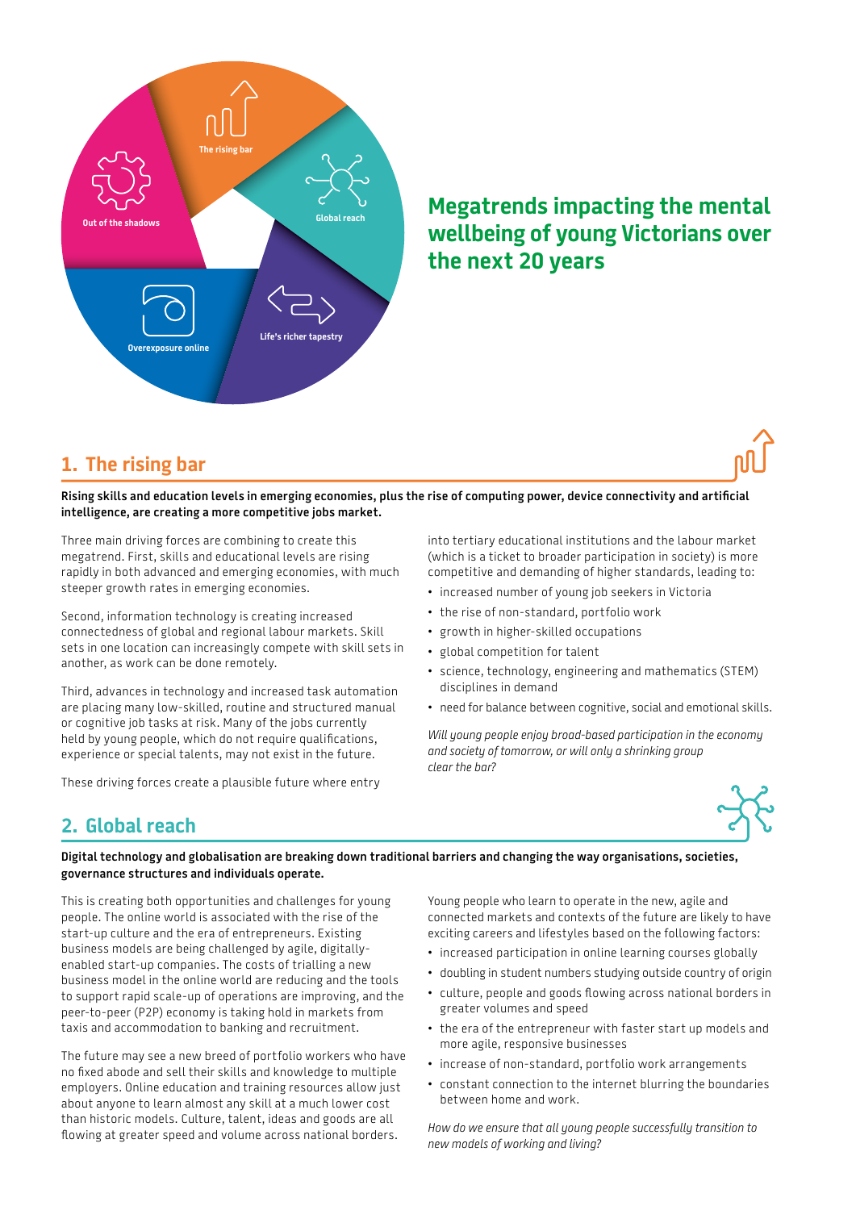Out of the shadows

The rising bar

Global reach

Life's richer tapestry

Overexposure online

# Megatrends impacting the mental wellbeing of young Victorians over the next 20 years

## 1. The rising bar

**Rising skills and education levels in emerging economies, plus the rise of computing power, device connectivity and artificial intelligence, are creating a more competitive jobs market.**

Three main driving forces are combining to create this megatrend. First, skills and educational levels are rising rapidly in both advanced and emerging economies, with much steeper growth rates in emerging economies.

Second, information technology is creating increased connectedness of global and regional labour markets. Skill sets in one location can increasingly compete with skill sets in another, as work can be done remotely.

Third, advances in technology and increased task automation are placing many low-skilled, routine and structured manual or cognitive job tasks at risk. Many of the jobs currently held by young people, which do not require qualifications, experience or special talents, may not exist in the future.

These driving forces create a plausible future where entry into tertiary educational institutions and the labour market (which is a ticket to broader participation in society) is more competitive and demanding of higher standards, leading to:

- increased number of young job seekers in Victoria
- the rise of non-standard, portfolio work
- growth in higher-skilled occupations
- global competition for talent
- science, technology, engineering and mathematics (STEM) disciplines in demand
- need for balance between cognitive, social and emotional skills.

*Will young people enjoy broad-based participation in the economy and society of tomorrow, or will only a shrinking group clear the bar?*

## 2. Global reach

**Digital technology and globalisation are breaking down traditional barriers and changing the way organisations, societies, governance structures and individuals operate.**

This is creating both opportunities and challenges for young people. The online world is associated with the rise of the start-up culture and the era of entrepreneurs. Existing business models are being challenged by agile, digitally-enabled start-up companies. The costs of trialling a new business model in the online world are reducing and the tools to support rapid scale-up of operations are improving, and the peer-to-peer (P2P) economy is taking hold in markets from taxis and accommodation to banking and recruitment.

The future may see a new breed of portfolio workers who have no fixed abode and sell their skills and knowledge to multiple employers. Online education and training resources allow just about anyone to learn almost any skill at a much lower cost than historic models. Culture, talent, ideas and goods are all flowing at greater speed and volume across national borders.

Young people who learn to operate in the new, agile and connected markets and contexts of the future are likely to have exciting careers and lifestyles based on the following factors:

- increased participation in online learning courses globally
- doubling in student numbers studying outside country of origin
- culture, people and goods flowing across national borders in greater volumes and speed
- the era of the entrepreneur with faster start up models and more agile, responsive businesses
- increase of non-standard, portfolio work arrangements
- constant connection to the internet blurring the boundaries between home and work.

*How do we ensure that all young people successfully transition to new models of working and living?*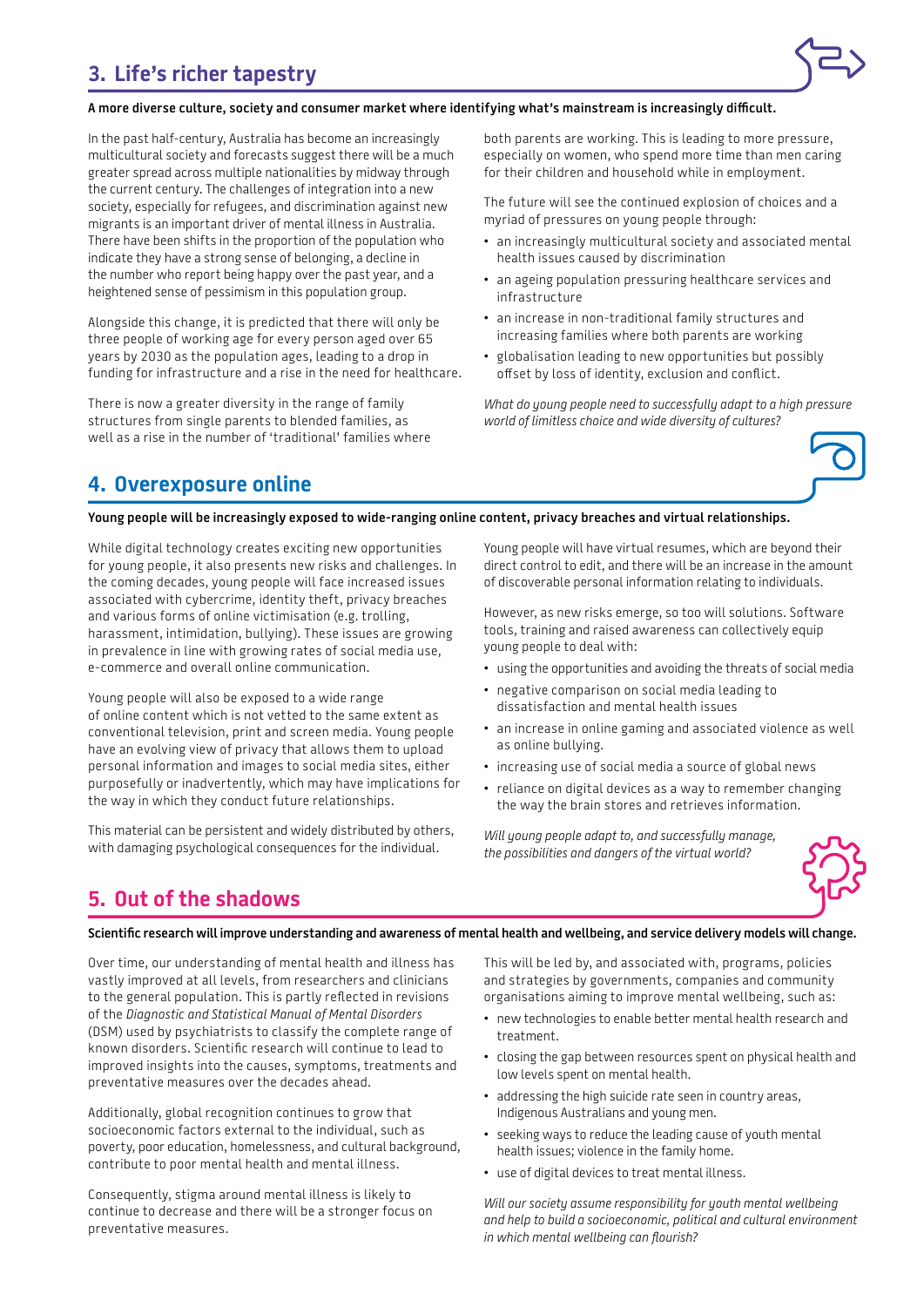## 3. Life's richer tapestry

**A more diverse culture, society and consumer market where identifying what's mainstream is increasingly difficult.**

In the past half-century, Australia has become an increasingly multicultural society and forecasts suggest there will be a much greater spread across multiple nationalities by midway through the current century. The challenges of integration into a new society, especially for refugees, and discrimination against new migrants is an important driver of mental illness in Australia. There have been shifts in the proportion of the population who indicate they have a strong sense of belonging, a decline in the number who report being happy over the past year, and a heightened sense of pessimism in this population group.

Alongside this change, it is predicted that there will only be three people of working age for every person aged over 65 years by 2030 as the population ages, leading to a drop in funding for infrastructure and a rise in the need for healthcare.

There is now a greater diversity in the range of family structures from single parents to blended families, as well as a rise in the number of 'traditional' families where both parents are working. This is leading to more pressure, especially on women, who spend more time than men caring for their children and household while in employment.

The future will see the continued explosion of choices and a myriad of pressures on young people through:

- an increasingly multicultural society and associated mental health issues caused by discrimination
- an ageing population pressuring healthcare services and infrastructure
- an increase in non-traditional family structures and increasing families where both parents are working
- globalisation leading to new opportunities but possibly offset by loss of identity, exclusion and conflict.

*What do young people need to successfully adapt to a high pressure world of limitless choice and wide diversity of cultures?*

## 4. Overexposure online

**Young people will be increasingly exposed to wide-ranging online content, privacy breaches and virtual relationships.**

While digital technology creates exciting new opportunities for young people, it also presents new risks and challenges. In the coming decades, young people will face increased issues associated with cybercrime, identity theft, privacy breaches and various forms of online victimisation (e.g. trolling, harassment, intimidation, bullying). These issues are growing in prevalence in line with growing rates of social media use, e-commerce and overall online communication.

Young people will also be exposed to a wide range of online content which is not vetted to the same extent as conventional television, print and screen media. Young people have an evolving view of privacy that allows them to upload personal information and images to social media sites, either purposefully or inadvertently, which may have implications for the way in which they conduct future relationships.

This material can be persistent and widely distributed by others, with damaging psychological consequences for the individual.

Young people will have virtual resumes, which are beyond their direct control to edit, and there will be an increase in the amount of discoverable personal information relating to individuals.

However, as new risks emerge, so too will solutions. Software tools, training and raised awareness can collectively equip young people to deal with:

- using the opportunities and avoiding the threats of social media
- negative comparison on social media leading to dissatisfaction and mental health issues
- an increase in online gaming and associated violence as well as online bullying.
- increasing use of social media a source of global news
- reliance on digital devices as a way to remember changing the way the brain stores and retrieves information.

*Will young people adapt to, and successfully manage, the possibilities and dangers of the virtual world?*

## 5. Out of the shadows

**Scientific research will improve understanding and awareness of mental health and wellbeing, and service delivery models will change.**

Over time, our understanding of mental health and illness has vastly improved at all levels, from researchers and clinicians to the general population. This is partly reflected in revisions of the *Diagnostic and Statistical Manual of Mental Disorders* (DSM) used by psychiatrists to classify the complete range of known disorders. Scientific research will continue to lead to improved insights into the causes, symptoms, treatments and preventative measures over the decades ahead.

Additionally, global recognition continues to grow that socioeconomic factors external to the individual, such as poverty, poor education, homelessness, and cultural background, contribute to poor mental health and mental illness.

Consequently, stigma around mental illness is likely to continue to decrease and there will be a stronger focus on preventative measures.

This will be led by, and associated with, programs, policies and strategies by governments, companies and community organisations aiming to improve mental wellbeing, such as:

- new technologies to enable better mental health research and treatment.
- closing the gap between resources spent on physical health and low levels spent on mental health.
- addressing the high suicide rate seen in country areas, Indigenous Australians and young men.
- seeking ways to reduce the leading cause of youth mental health issues; violence in the family home.
- use of digital devices to treat mental illness.

*Will our society assume responsibility for youth mental wellbeing and help to build a socioeconomic, political and cultural environment in which mental wellbeing can flourish?*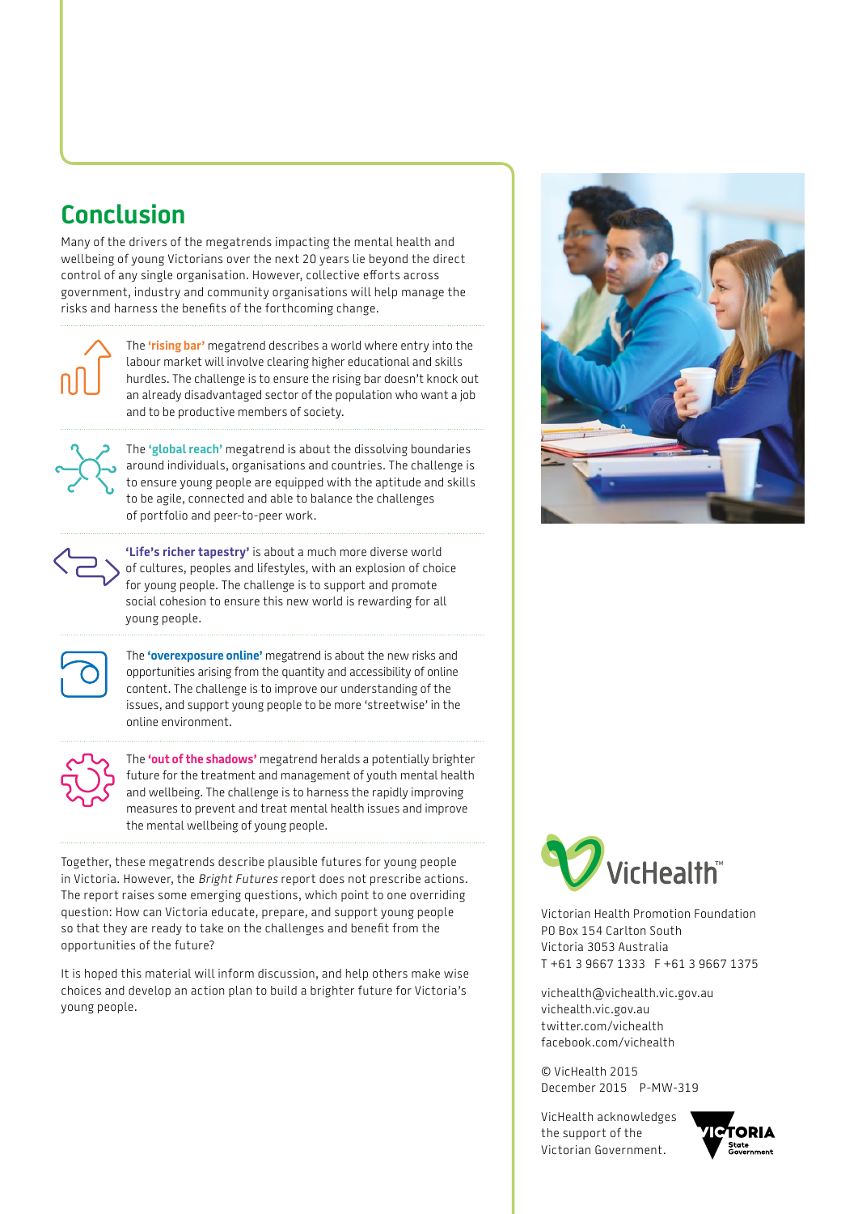## Conclusion

Many of the drivers of the megatrends impacting the mental health and wellbeing of young Victorians over the next 20 years lie beyond the direct control of any single organisation. However, collective efforts across government, industry and community organisations will help manage the risks and harness the benefits of the forthcoming change.

The **'rising bar'** megatrend describes a world where entry into the labour market will involve clearing higher educational and skills hurdles. The challenge is to ensure the rising bar doesn't knock out an already disadvantaged sector of the population who want a job and to be productive members of society.

The **'global reach'** megatrend is about the dissolving boundaries around individuals, organisations and countries. The challenge is to ensure young people are equipped with the aptitude and skills to be agile, connected and able to balance the challenges of portfolio and peer-to-peer work.

**'Life's richer tapestry'** is about a much more diverse world of cultures, peoples and lifestyles, with an explosion of choice for young people. The challenge is to support and promote social cohesion to ensure this new world is rewarding for all young people.

The **'overexposure online'** megatrend is about the new risks and opportunities arising from the quantity and accessibility of online content. The challenge is to improve our understanding of the issues, and support young people to be more 'streetwise' in the online environment.

The **'out of the shadows'** megatrend heralds a potentially brighter future for the treatment and management of youth mental health and wellbeing. The challenge is to harness the rapidly improving measures to prevent and treat mental health issues and improve the mental wellbeing of young people.

Together, these megatrends describe plausible futures for young people in Victoria. However, the *Bright Futures* report does not prescribe actions. The report raises some emerging questions, which point to one overriding question: How can Victoria educate, prepare, and support young people so that they are ready to take on the challenges and benefit from the opportunities of the future?

It is hoped this material will inform discussion, and help others make wise choices and develop an action plan to build a brighter future for Victoria's young people.

VicHealth™

Victorian Health Promotion Foundation
PO Box 154 Carlton South
Victoria 3053 Australia
T +61 3 9667 1333 F +61 3 9667 1375

vichealth@vichealth.vic.gov.au
vichealth.vic.gov.au
twitter.com/vichealth
facebook.com/vichealth

© VicHealth 2015
December 2015 P-MW-319

VicHealth acknowledges the support of the Victorian Government.

VICTORIA State Government